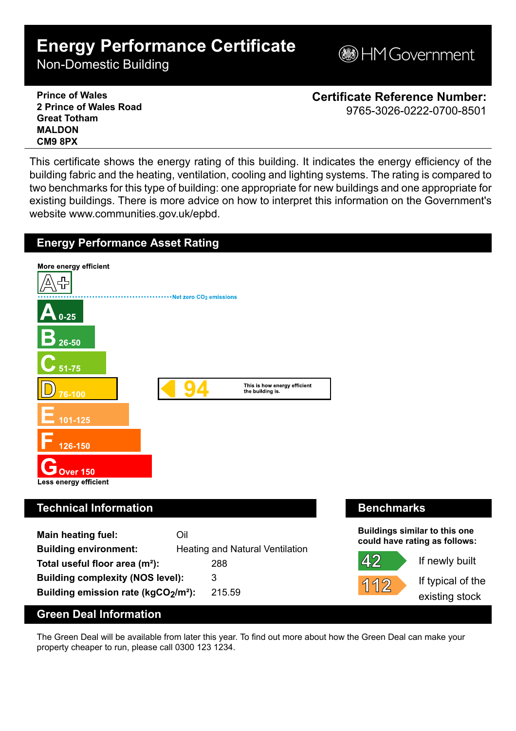# Energy Performance Certificate

Non-Domestic Building

HM Government

**Prince of Wales**
**2 Prince of Wales Road**
**Great Totham**
**MALDON**
**CM9 8PX**

**Certificate Reference Number:**
9765-3026-0222-0700-8501

This certificate shows the energy rating of this building. It indicates the energy efficiency of the building fabric and the heating, ventilation, cooling and lighting systems. The rating is compared to two benchmarks for this type of building: one appropriate for new buildings and one appropriate for existing buildings. There is more advice on how to interpret this information on the Government's website www.communities.gov.uk/epbd.

## Energy Performance Asset Rating

More energy efficient

A+

Net zero $CO_2$ emissions

- A 0-25
- B 26-50
- C 51-75
- D 76-100
- E 101-125
- F 126-150
- G Over 150

Less energy efficient

**94** — This is how energy efficient the building is.

## Technical Information

| | |
|---|---|
| **Main heating fuel:** | Oil |
| **Building environment:** | Heating and Natural Ventilation |
| **Total useful floor area ($m^2$):** | 288 |
| **Building complexity (NOS level):** | 3 |
| **Building emission rate ($kgCO_2/m^2$):** | 215.59 |

## Benchmarks

**Buildings similar to this one could have rating as follows:**

- **42** If newly built
- **112** If typical of the existing stock

## Green Deal Information

The Green Deal will be available from later this year. To find out more about how the Green Deal can make your property cheaper to run, please call 0300 123 1234.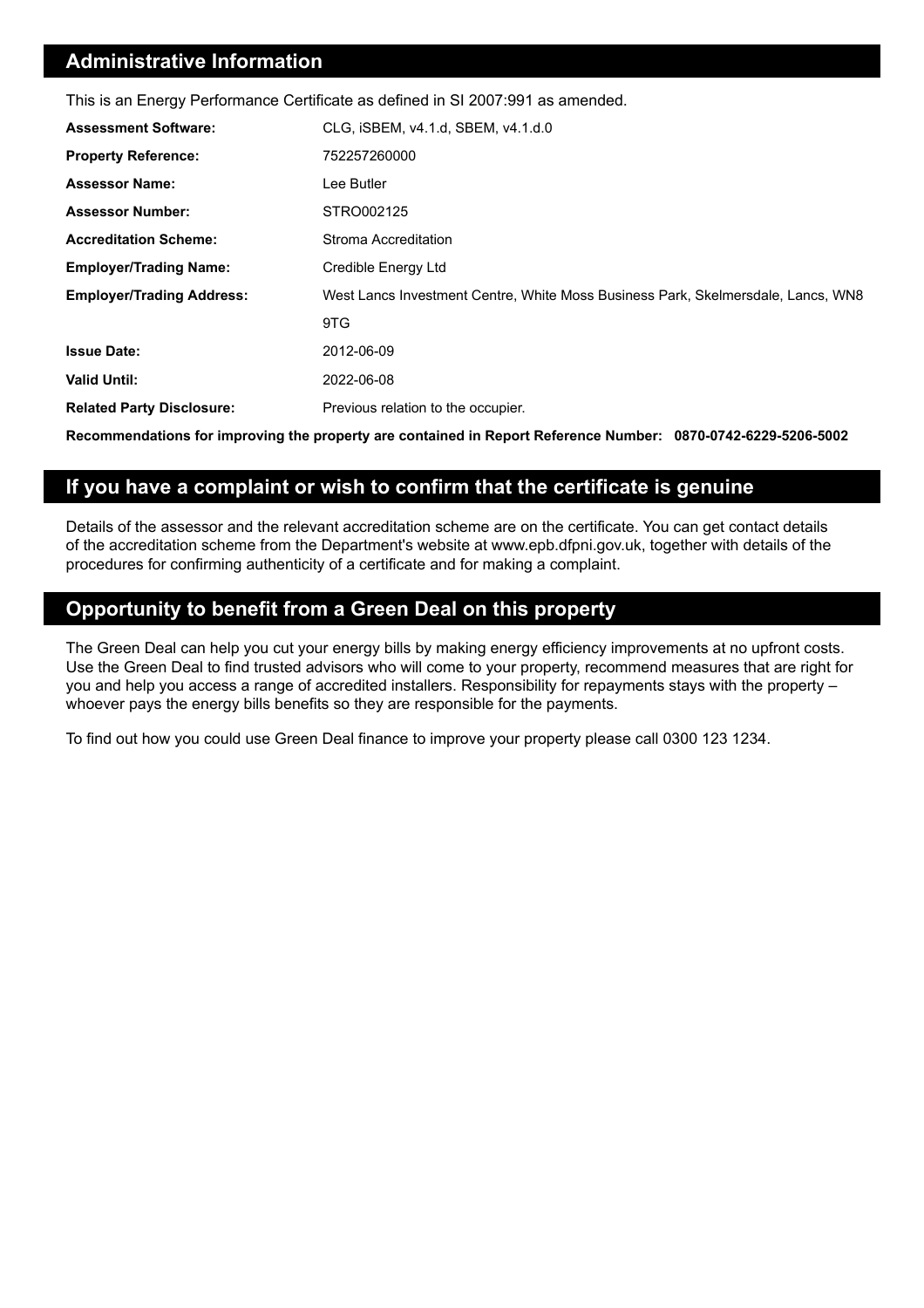## Administrative Information

This is an Energy Performance Certificate as defined in SI 2007:991 as amended.

| | |
|---|---|
| **Assessment Software:** | CLG, iSBEM, v4.1.d, SBEM, v4.1.d.0 |
| **Property Reference:** | 752257260000 |
| **Assessor Name:** | Lee Butler |
| **Assessor Number:** | STRO002125 |
| **Accreditation Scheme:** | Stroma Accreditation |
| **Employer/Trading Name:** | Credible Energy Ltd |
| **Employer/Trading Address:** | West Lancs Investment Centre, White Moss Business Park, Skelmersdale, Lancs, WN8 9TG |
| **Issue Date:** | 2012-06-09 |
| **Valid Until:** | 2022-06-08 |
| **Related Party Disclosure:** | Previous relation to the occupier. |

**Recommendations for improving the property are contained in Report Reference Number: 0870-0742-6229-5206-5002**

## If you have a complaint or wish to confirm that the certificate is genuine

Details of the assessor and the relevant accreditation scheme are on the certificate. You can get contact details of the accreditation scheme from the Department's website at www.epb.dfpni.gov.uk, together with details of the procedures for confirming authenticity of a certificate and for making a complaint.

## Opportunity to benefit from a Green Deal on this property

The Green Deal can help you cut your energy bills by making energy efficiency improvements at no upfront costs. Use the Green Deal to find trusted advisors who will come to your property, recommend measures that are right for you and help you access a range of accredited installers. Responsibility for repayments stays with the property – whoever pays the energy bills benefits so they are responsible for the payments.

To find out how you could use Green Deal finance to improve your property please call 0300 123 1234.